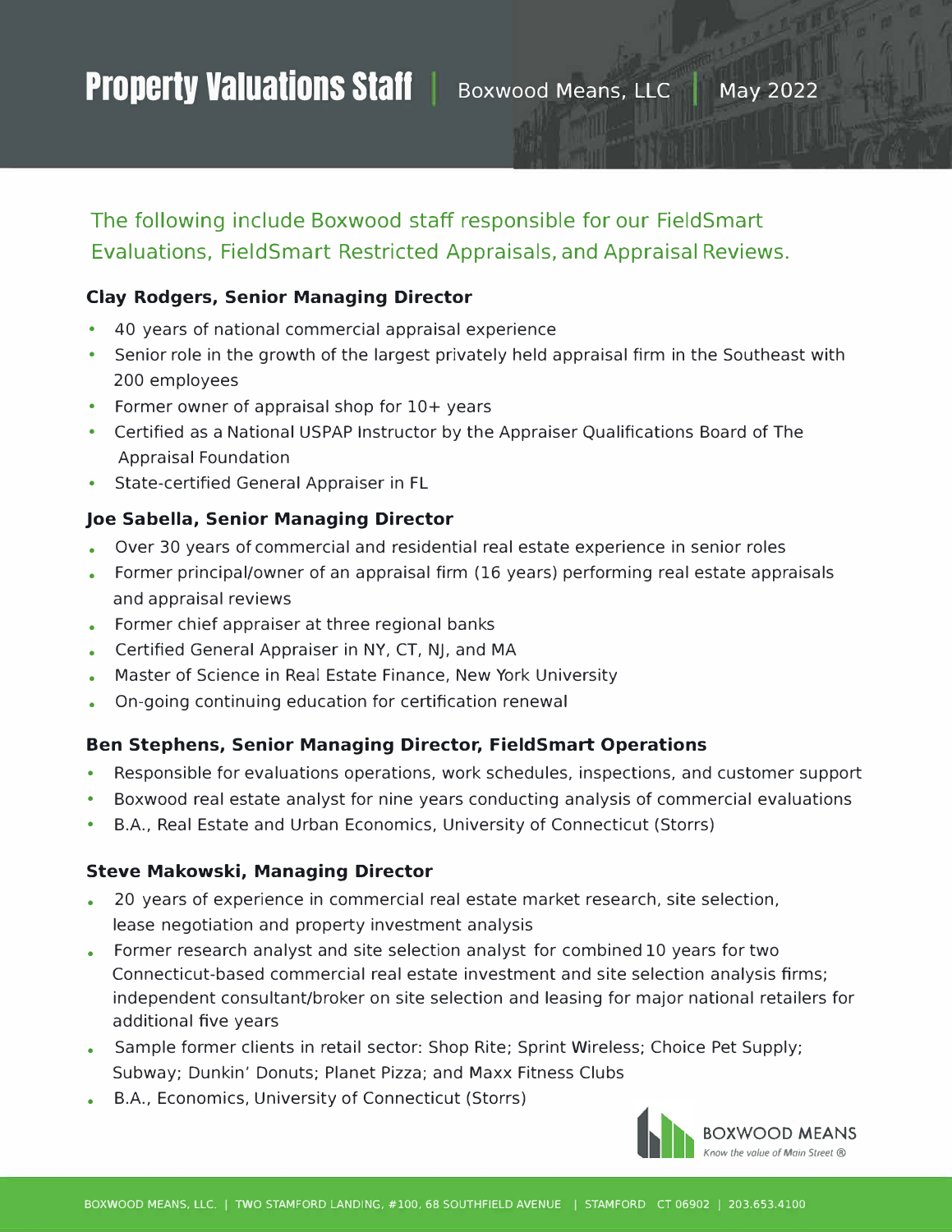# Property Valuations Staff | Boxwood Means, LLC | May 2022

## The following include Boxwood staff responsible for our FieldSmart Evaluations, FieldSmart Restricted Appraisals, and Appraisal Reviews.

### Clay Rodgers, Senior Managing Director

- 40 years of national commercial appraisal experience
- Senior role in the growth of the largest privately held appraisal firm in the Southeast with 200 employees
- Former owner of appraisal shop for 10+ years
- Certified as a National USPAP Instructor by the Appraiser Qualifications Board of The Appraisal Foundation
- State-certified General Appraiser in FL

### Joe Sabella, Senior Managing Director

- Over 30 years of commercial and residential real estate experience in senior roles
- Former principal/owner of an appraisal firm (16 years) performing real estate appraisals and appraisal reviews
- Former chief appraiser at three regional banks
- Certified General Appraiser in NY, CT, NJ, and MA
- Master of Science in Real Estate Finance, New York University
- On-going continuing education for certification renewal

### Ben Stephens, Senior Managing Director, FieldSmart Operations

- Responsible for evaluations operations, work schedules, inspections, and customer support
- Boxwood real estate analyst for nine years conducting analysis of commercial evaluations
- B.A., Real Estate and Urban Economics, University of Connecticut (Storrs)

### Steve Makowski, Managing Director

- 20 years of experience in commercial real estate market research, site selection, lease negotiation and property investment analysis
- Former research analyst and site selection analyst for combined 10 years for two Connecticut-based commercial real estate investment and site selection analysis firms; independent consultant/broker on site selection and leasing for major national retailers for additional five years
- Sample former clients in retail sector: Shop Rite; Sprint Wireless; Choice Pet Supply; Subway; Dunkin' Donuts; Planet Pizza; and Maxx Fitness Clubs
- B.A., Economics, University of Connecticut (Storrs)

BOXWOOD MEANS
*Know the value of Main Street ®*

BOXWOOD MEANS, LLC. | TWO STAMFORD LANDING, #100, 68 SOUTHFIELD AVENUE | STAMFORD CT 06902 | 203.653.4100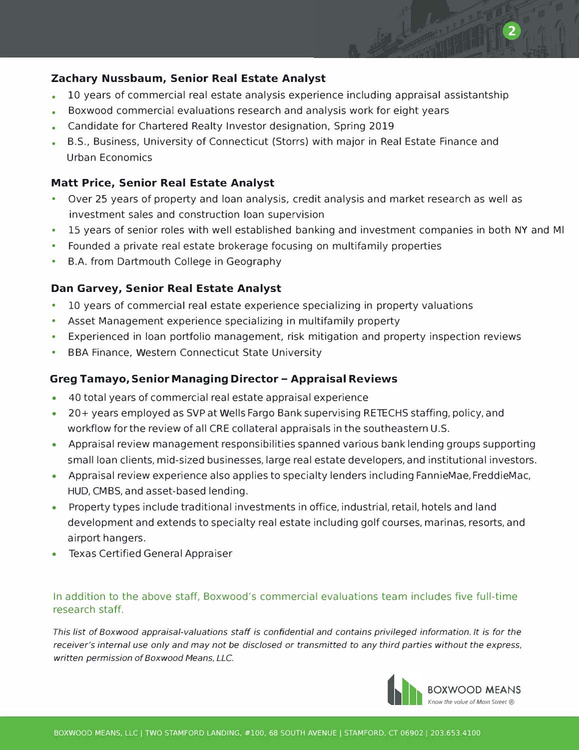### Zachary Nussbaum, Senior Real Estate Analyst

- 10 years of commercial real estate analysis experience including appraisal assistantship
- Boxwood commercial evaluations research and analysis work for eight years
- Candidate for Chartered Realty Investor designation, Spring 2019
- B.S., Business, University of Connecticut (Storrs) with major in Real Estate Finance and Urban Economics

### Matt Price, Senior Real Estate Analyst

- Over 25 years of property and loan analysis, credit analysis and market research as well as investment sales and construction loan supervision
- 15 years of senior roles with well established banking and investment companies in both NY and MI
- Founded a private real estate brokerage focusing on multifamily properties
- B.A. from Dartmouth College in Geography

### Dan Garvey, Senior Real Estate Analyst

- 10 years of commercial real estate experience specializing in property valuations
- Asset Management experience specializing in multifamily property
- Experienced in loan portfolio management, risk mitigation and property inspection reviews
- BBA Finance, Western Connecticut State University

### Greg Tamayo, Senior Managing Director – Appraisal Reviews

- 40 total years of commercial real estate appraisal experience
- 20+ years employed as SVP at Wells Fargo Bank supervising RETECHS staffing, policy, and workflow for the review of all CRE collateral appraisals in the southeastern U.S.
- Appraisal review management responsibilities spanned various bank lending groups supporting small loan clients, mid-sized businesses, large real estate developers, and institutional investors.
- Appraisal review experience also applies to specialty lenders including FannieMae, FreddieMac, HUD, CMBS, and asset-based lending.
- Property types include traditional investments in office, industrial, retail, hotels and land development and extends to specialty real estate including golf courses, marinas, resorts, and airport hangers.
- Texas Certified General Appraiser

In addition to the above staff, Boxwood's commercial evaluations team includes five full-time research staff.

*This list of Boxwood appraisal-valuations staff is confidential and contains privileged information. It is for the receiver's internal use only and may not be disclosed or transmitted to any third parties without the express, written permission of Boxwood Means, LLC.*

BOXWOOD MEANS
Know the value of Main Street ®

BOXWOOD MEANS, LLC | TWO STAMFORD LANDING, #100, 68 SOUTH AVENUE | STAMFORD, CT 06902 | 203.653.4100